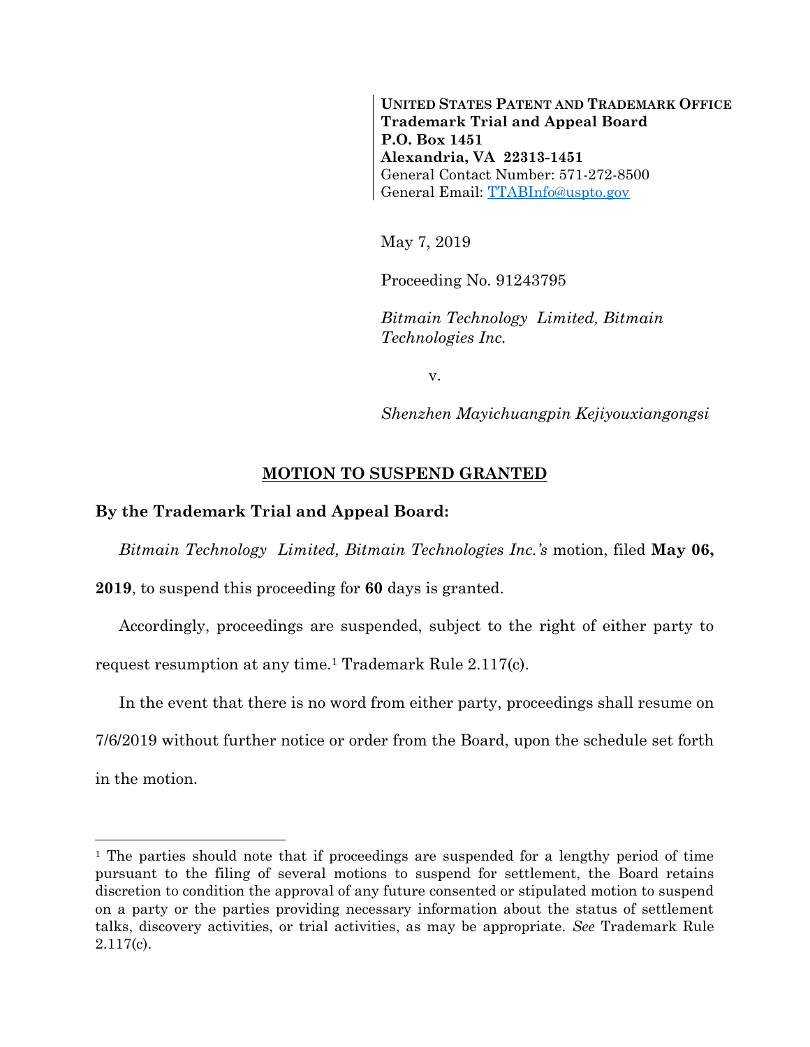**UNITED STATES PATENT AND TRADEMARK OFFICE**
**Trademark Trial and Appeal Board**
**P.O. Box 1451**
**Alexandria, VA 22313-1451**
General Contact Number: 571-272-8500
General Email: TTABInfo@uspto.gov

May 7, 2019

Proceeding No. 91243795

*Bitmain Technology Limited, Bitmain Technologies Inc.*

v.

*Shenzhen Mayichuangpin Kejiyouxiangongsi*

## MOTION TO SUSPEND GRANTED

**By the Trademark Trial and Appeal Board:**

*Bitmain Technology Limited, Bitmain Technologies Inc.'s* motion, filed **May 06, 2019**, to suspend this proceeding for **60** days is granted.

Accordingly, proceedings are suspended, subject to the right of either party to request resumption at any time.[1] Trademark Rule 2.117(c).

In the event that there is no word from either party, proceedings shall resume on 7/6/2019 without further notice or order from the Board, upon the schedule set forth in the motion.

---

[1] The parties should note that if proceedings are suspended for a lengthy period of time pursuant to the filing of several motions to suspend for settlement, the Board retains discretion to condition the approval of any future consented or stipulated motion to suspend on a party or the parties providing necessary information about the status of settlement talks, discovery activities, or trial activities, as may be appropriate. *See* Trademark Rule 2.117(c).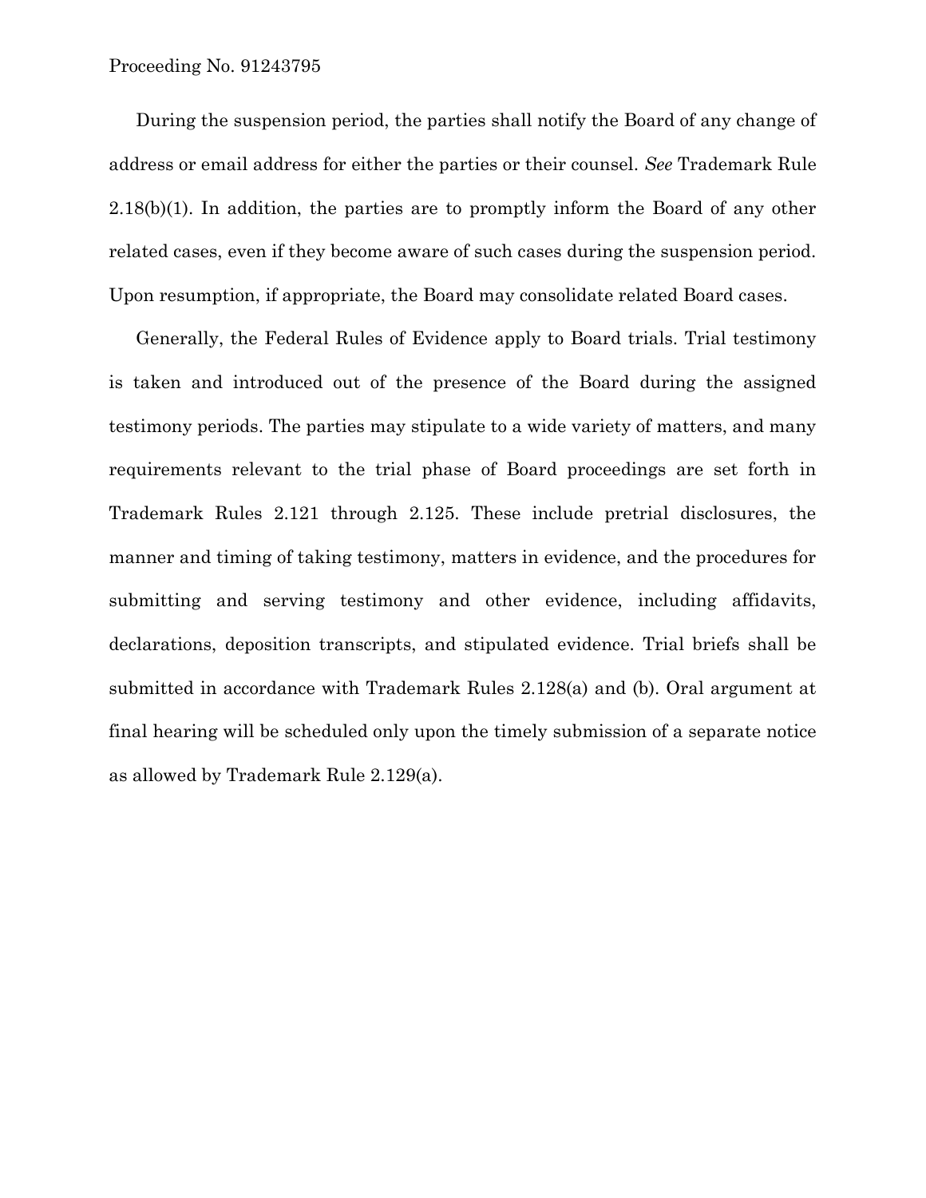During the suspension period, the parties shall notify the Board of any change of address or email address for either the parties or their counsel. *See* Trademark Rule 2.18(b)(1). In addition, the parties are to promptly inform the Board of any other related cases, even if they become aware of such cases during the suspension period. Upon resumption, if appropriate, the Board may consolidate related Board cases.

Generally, the Federal Rules of Evidence apply to Board trials. Trial testimony is taken and introduced out of the presence of the Board during the assigned testimony periods. The parties may stipulate to a wide variety of matters, and many requirements relevant to the trial phase of Board proceedings are set forth in Trademark Rules 2.121 through 2.125. These include pretrial disclosures, the manner and timing of taking testimony, matters in evidence, and the procedures for submitting and serving testimony and other evidence, including affidavits, declarations, deposition transcripts, and stipulated evidence. Trial briefs shall be submitted in accordance with Trademark Rules 2.128(a) and (b). Oral argument at final hearing will be scheduled only upon the timely submission of a separate notice as allowed by Trademark Rule 2.129(a).